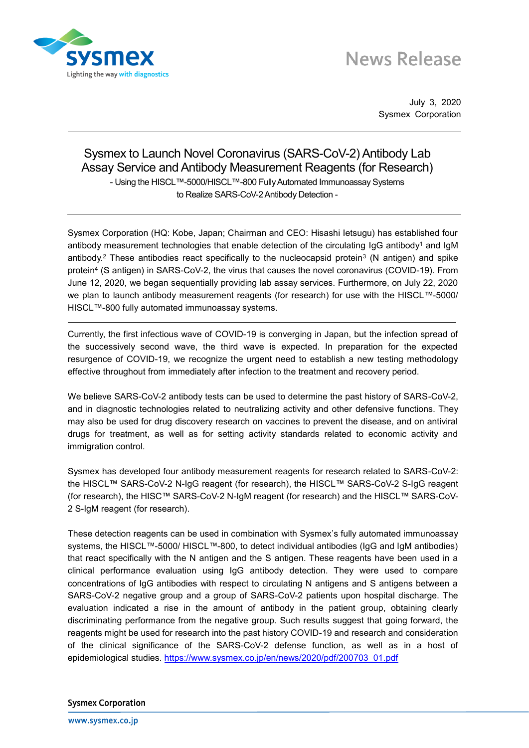News Release

July 3, 2020
Sysmex Corporation

# Sysmex to Launch Novel Coronavirus (SARS-CoV-2) Antibody Lab Assay Service and Antibody Measurement Reagents (for Research)

- Using the HISCL™-5000/HISCL™-800 Fully Automated Immunoassay Systems to Realize SARS-CoV-2 Antibody Detection -

Sysmex Corporation (HQ: Kobe, Japan; Chairman and CEO: Hisashi Ietsugu) has established four antibody measurement technologies that enable detection of the circulating IgG antibody[1] and IgM antibody.[2] These antibodies react specifically to the nucleocapsid protein[3] (N antigen) and spike protein[4] (S antigen) in SARS-CoV-2, the virus that causes the novel coronavirus (COVID-19). From June 12, 2020, we began sequentially providing lab assay services. Furthermore, on July 22, 2020 we plan to launch antibody measurement reagents (for research) for use with the HISCL™-5000/ HISCL™-800 fully automated immunoassay systems.

---

Currently, the first infectious wave of COVID-19 is converging in Japan, but the infection spread of the successively second wave, the third wave is expected. In preparation for the expected resurgence of COVID-19, we recognize the urgent need to establish a new testing methodology effective throughout from immediately after infection to the treatment and recovery period.

We believe SARS-CoV-2 antibody tests can be used to determine the past history of SARS-CoV-2, and in diagnostic technologies related to neutralizing activity and other defensive functions. They may also be used for drug discovery research on vaccines to prevent the disease, and on antiviral drugs for treatment, as well as for setting activity standards related to economic activity and immigration control.

Sysmex has developed four antibody measurement reagents for research related to SARS-CoV-2: the HISCL™ SARS-CoV-2 N-IgG reagent (for research), the HISCL™ SARS-CoV-2 S-IgG reagent (for research), the HISC™ SARS-CoV-2 N-IgM reagent (for research) and the HISCL™ SARS-CoV-2 S-IgM reagent (for research).

These detection reagents can be used in combination with Sysmex's fully automated immunoassay systems, the HISCL™-5000/ HISCL™-800, to detect individual antibodies (IgG and IgM antibodies) that react specifically with the N antigen and the S antigen. These reagents have been used in a clinical performance evaluation using IgG antibody detection. They were used to compare concentrations of IgG antibodies with respect to circulating N antigens and S antigens between a SARS-CoV-2 negative group and a group of SARS-CoV-2 patients upon hospital discharge. The evaluation indicated a rise in the amount of antibody in the patient group, obtaining clearly discriminating performance from the negative group. Such results suggest that going forward, the reagents might be used for research into the past history COVID-19 and research and consideration of the clinical significance of the SARS-CoV-2 defense function, as well as in a host of epidemiological studies. https://www.sysmex.co.jp/en/news/2020/pdf/200703_01.pdf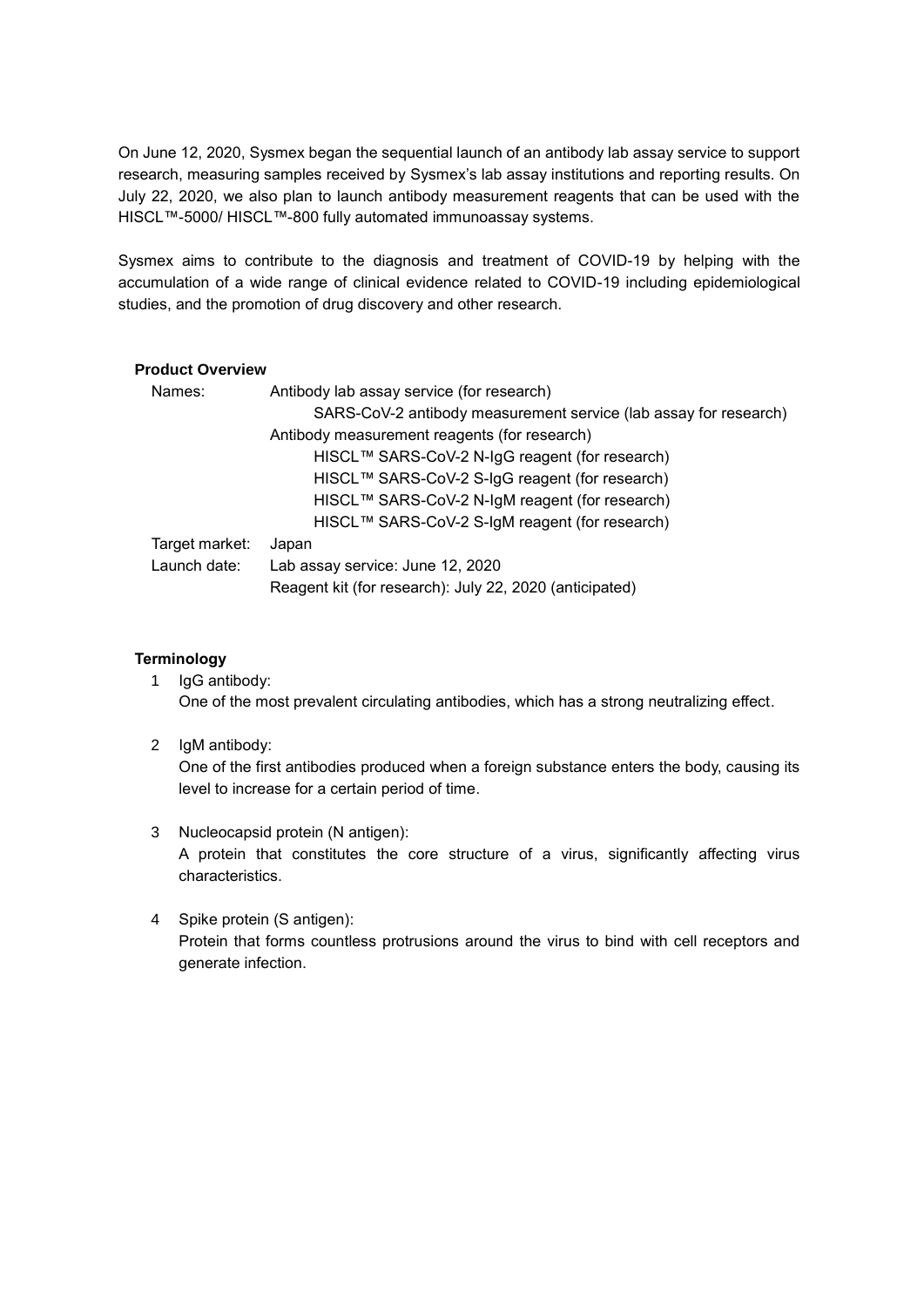On June 12, 2020, Sysmex began the sequential launch of an antibody lab assay service to support research, measuring samples received by Sysmex's lab assay institutions and reporting results. On July 22, 2020, we also plan to launch antibody measurement reagents that can be used with the HISCL™-5000/ HISCL™-800 fully automated immunoassay systems.

Sysmex aims to contribute to the diagnosis and treatment of COVID-19 by helping with the accumulation of a wide range of clinical evidence related to COVID-19 including epidemiological studies, and the promotion of drug discovery and other research.

**Product Overview**

| | |
|---|---|
| Names: | Antibody lab assay service (for research) |
| | SARS-CoV-2 antibody measurement service (lab assay for research) |
| | Antibody measurement reagents (for research) |
| | HISCL™ SARS-CoV-2 N-IgG reagent (for research) |
| | HISCL™ SARS-CoV-2 S-IgG reagent (for research) |
| | HISCL™ SARS-CoV-2 N-IgM reagent (for research) |
| | HISCL™ SARS-CoV-2 S-IgM reagent (for research) |
| Target market: | Japan |
| Launch date: | Lab assay service: June 12, 2020 |
| | Reagent kit (for research): July 22, 2020 (anticipated) |

**Terminology**

1. IgG antibody:
   One of the most prevalent circulating antibodies, which has a strong neutralizing effect.

2. IgM antibody:
   One of the first antibodies produced when a foreign substance enters the body, causing its level to increase for a certain period of time.

3. Nucleocapsid protein (N antigen):
   A protein that constitutes the core structure of a virus, significantly affecting virus characteristics.

4. Spike protein (S antigen):
   Protein that forms countless protrusions around the virus to bind with cell receptors and generate infection.